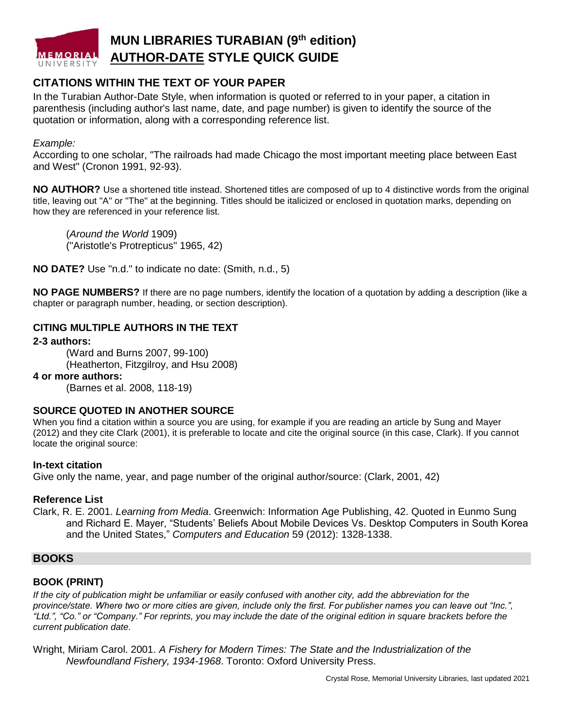# MUN LIBRARIES TURABIAN (9th edition) AUTHOR-DATE STYLE QUICK GUIDE

## CITATIONS WITHIN THE TEXT OF YOUR PAPER

In the Turabian Author-Date Style, when information is quoted or referred to in your paper, a citation in parenthesis (including author's last name, date, and page number) is given to identify the source of the quotation or information, along with a corresponding reference list.

*Example:*

According to one scholar, "The railroads had made Chicago the most important meeting place between East and West" (Cronon 1991, 92-93).

**NO AUTHOR?** Use a shortened title instead. Shortened titles are composed of up to 4 distinctive words from the original title, leaving out "A" or "The" at the beginning. Titles should be italicized or enclosed in quotation marks, depending on how they are referenced in your reference list.

(*Around the World* 1909)
("Aristotle's Protrepticus" 1965, 42)

**NO DATE?** Use "n.d." to indicate no date: (Smith, n.d., 5)

**NO PAGE NUMBERS?** If there are no page numbers, identify the location of a quotation by adding a description (like a chapter or paragraph number, heading, or section description).

### CITING MULTIPLE AUTHORS IN THE TEXT

**2-3 authors:**

(Ward and Burns 2007, 99-100)
(Heatherton, Fitzgilroy, and Hsu 2008)

**4 or more authors:**

(Barnes et al. 2008, 118-19)

### SOURCE QUOTED IN ANOTHER SOURCE

When you find a citation within a source you are using, for example if you are reading an article by Sung and Mayer (2012) and they cite Clark (2001), it is preferable to locate and cite the original source (in this case, Clark). If you cannot locate the original source:

**In-text citation**

Give only the name, year, and page number of the original author/source: (Clark, 2001, 42)

**Reference List**

Clark, R. E. 2001. *Learning from Media*. Greenwich: Information Age Publishing, 42. Quoted in Eunmo Sung and Richard E. Mayer, "Students' Beliefs About Mobile Devices Vs. Desktop Computers in South Korea and the United States," *Computers and Education* 59 (2012): 1328-1338.

## BOOKS

### BOOK (PRINT)

*If the city of publication might be unfamiliar or easily confused with another city, add the abbreviation for the province/state. Where two or more cities are given, include only the first. For publisher names you can leave out "Inc.", "Ltd.", "Co." or "Company." For reprints, you may include the date of the original edition in square brackets before the current publication date.*

Wright, Miriam Carol. 2001. *A Fishery for Modern Times: The State and the Industrialization of the Newfoundland Fishery, 1934-1968*. Toronto: Oxford University Press.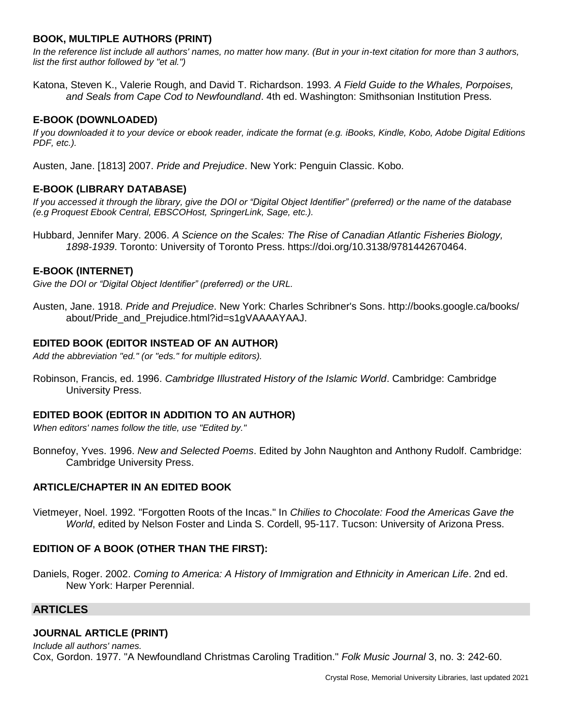### BOOK, MULTIPLE AUTHORS (PRINT)

*In the reference list include all authors' names, no matter how many. (But in your in-text citation for more than 3 authors, list the first author followed by "et al.")*

Katona, Steven K., Valerie Rough, and David T. Richardson. 1993. *A Field Guide to the Whales, Porpoises, and Seals from Cape Cod to Newfoundland*. 4th ed. Washington: Smithsonian Institution Press.

### E-BOOK (DOWNLOADED)

*If you downloaded it to your device or ebook reader, indicate the format (e.g. iBooks, Kindle, Kobo, Adobe Digital Editions PDF, etc.).*

Austen, Jane. [1813] 2007. *Pride and Prejudice*. New York: Penguin Classic. Kobo.

### E-BOOK (LIBRARY DATABASE)

*If you accessed it through the library, give the DOI or "Digital Object Identifier" (preferred) or the name of the database (e.g Proquest Ebook Central, EBSCOHost, SpringerLink, Sage, etc.).*

Hubbard, Jennifer Mary. 2006. *A Science on the Scales: The Rise of Canadian Atlantic Fisheries Biology, 1898-1939*. Toronto: University of Toronto Press. https://doi.org/10.3138/9781442670464.

### E-BOOK (INTERNET)

*Give the DOI or "Digital Object Identifier" (preferred) or the URL.*

Austen, Jane. 1918. *Pride and Prejudice*. New York: Charles Schribner's Sons. http://books.google.ca/books/about/Pride_and_Prejudice.html?id=s1gVAAAAYAAJ.

### EDITED BOOK (EDITOR INSTEAD OF AN AUTHOR)

*Add the abbreviation "ed." (or "eds." for multiple editors).*

Robinson, Francis, ed. 1996. *Cambridge Illustrated History of the Islamic World*. Cambridge: Cambridge University Press.

### EDITED BOOK (EDITOR IN ADDITION TO AN AUTHOR)

*When editors' names follow the title, use "Edited by."*

Bonnefoy, Yves. 1996. *New and Selected Poems*. Edited by John Naughton and Anthony Rudolf. Cambridge: Cambridge University Press.

### ARTICLE/CHAPTER IN AN EDITED BOOK

Vietmeyer, Noel. 1992. "Forgotten Roots of the Incas." In *Chilies to Chocolate: Food the Americas Gave the World*, edited by Nelson Foster and Linda S. Cordell, 95-117. Tucson: University of Arizona Press.

### EDITION OF A BOOK (OTHER THAN THE FIRST):

Daniels, Roger. 2002. *Coming to America: A History of Immigration and Ethnicity in American Life*. 2nd ed. New York: Harper Perennial.

## ARTICLES

### JOURNAL ARTICLE (PRINT)

*Include all authors' names.*

Cox, Gordon. 1977. "A Newfoundland Christmas Caroling Tradition." *Folk Music Journal* 3, no. 3: 242-60.

Crystal Rose, Memorial University Libraries, last updated 2021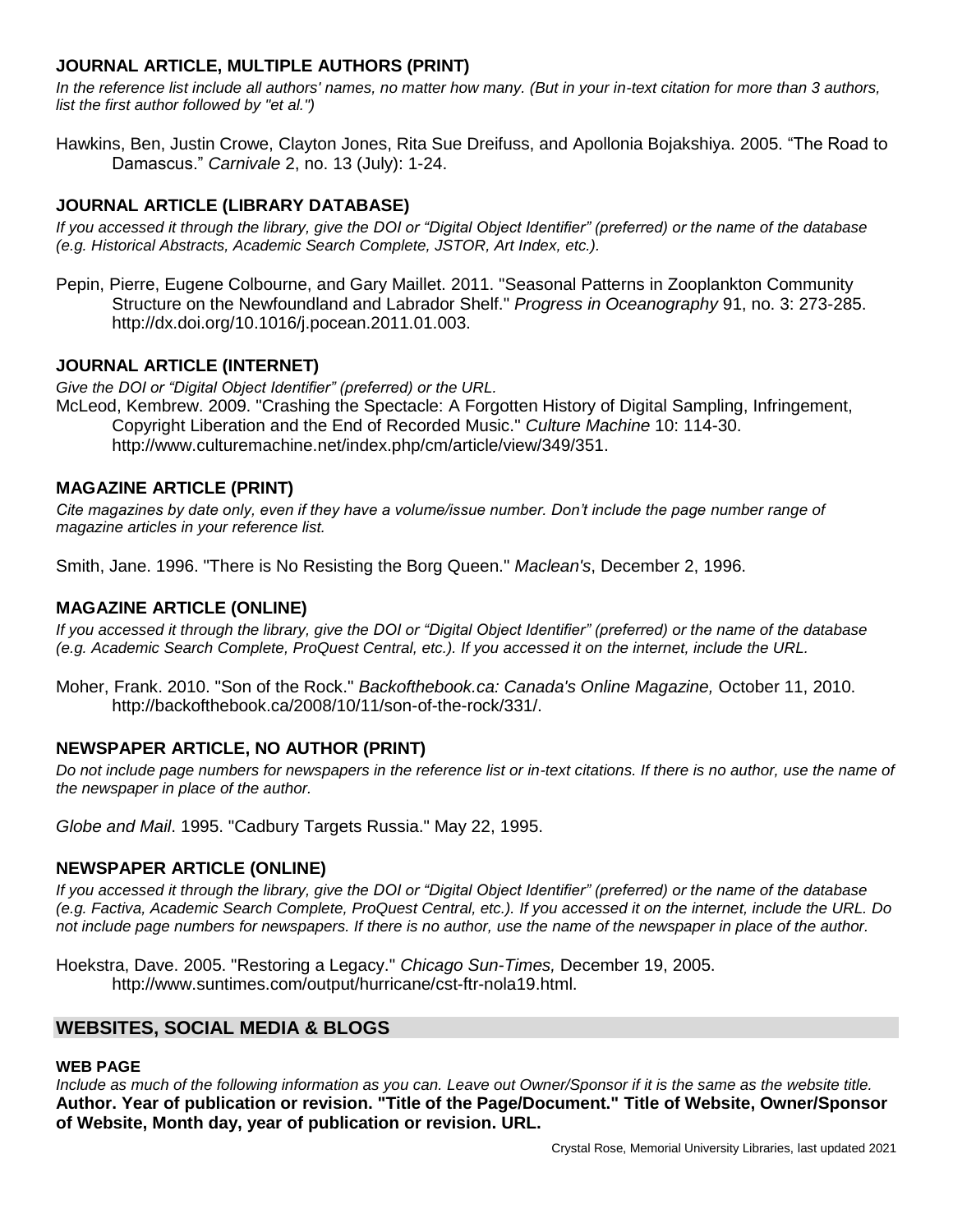### JOURNAL ARTICLE, MULTIPLE AUTHORS (PRINT)

*In the reference list include all authors' names, no matter how many. (But in your in-text citation for more than 3 authors, list the first author followed by "et al.")*

Hawkins, Ben, Justin Crowe, Clayton Jones, Rita Sue Dreifuss, and Apollonia Bojakshiya. 2005. "The Road to Damascus." *Carnivale* 2, no. 13 (July): 1-24.

### JOURNAL ARTICLE (LIBRARY DATABASE)

*If you accessed it through the library, give the DOI or "Digital Object Identifier" (preferred) or the name of the database (e.g. Historical Abstracts, Academic Search Complete, JSTOR, Art Index, etc.).*

Pepin, Pierre, Eugene Colbourne, and Gary Maillet. 2011. "Seasonal Patterns in Zooplankton Community Structure on the Newfoundland and Labrador Shelf." *Progress in Oceanography* 91, no. 3: 273-285. http://dx.doi.org/10.1016/j.pocean.2011.01.003.

### JOURNAL ARTICLE (INTERNET)

*Give the DOI or "Digital Object Identifier" (preferred) or the URL.*

McLeod, Kembrew. 2009. "Crashing the Spectacle: A Forgotten History of Digital Sampling, Infringement, Copyright Liberation and the End of Recorded Music." *Culture Machine* 10: 114-30. http://www.culturemachine.net/index.php/cm/article/view/349/351.

### MAGAZINE ARTICLE (PRINT)

*Cite magazines by date only, even if they have a volume/issue number. Don't include the page number range of magazine articles in your reference list.*

Smith, Jane. 1996. "There is No Resisting the Borg Queen." *Maclean's*, December 2, 1996.

### MAGAZINE ARTICLE (ONLINE)

*If you accessed it through the library, give the DOI or "Digital Object Identifier" (preferred) or the name of the database (e.g. Academic Search Complete, ProQuest Central, etc.). If you accessed it on the internet, include the URL.*

Moher, Frank. 2010. "Son of the Rock." *Backofthebook.ca: Canada's Online Magazine,* October 11, 2010. http://backofthebook.ca/2008/10/11/son-of-the-rock/331/.

### NEWSPAPER ARTICLE, NO AUTHOR (PRINT)

*Do not include page numbers for newspapers in the reference list or in-text citations. If there is no author, use the name of the newspaper in place of the author.*

*Globe and Mail*. 1995. "Cadbury Targets Russia." May 22, 1995.

### NEWSPAPER ARTICLE (ONLINE)

*If you accessed it through the library, give the DOI or "Digital Object Identifier" (preferred) or the name of the database (e.g. Factiva, Academic Search Complete, ProQuest Central, etc.). If you accessed it on the internet, include the URL. Do not include page numbers for newspapers. If there is no author, use the name of the newspaper in place of the author.*

Hoekstra, Dave. 2005. "Restoring a Legacy." *Chicago Sun-Times,* December 19, 2005. http://www.suntimes.com/output/hurricane/cst-ftr-nola19.html.

## WEBSITES, SOCIAL MEDIA & BLOGS

#### WEB PAGE

*Include as much of the following information as you can. Leave out Owner/Sponsor if it is the same as the website title.*

**Author. Year of publication or revision. "Title of the Page/Document." Title of Website, Owner/Sponsor of Website, Month day, year of publication or revision. URL.**

Crystal Rose, Memorial University Libraries, last updated 2021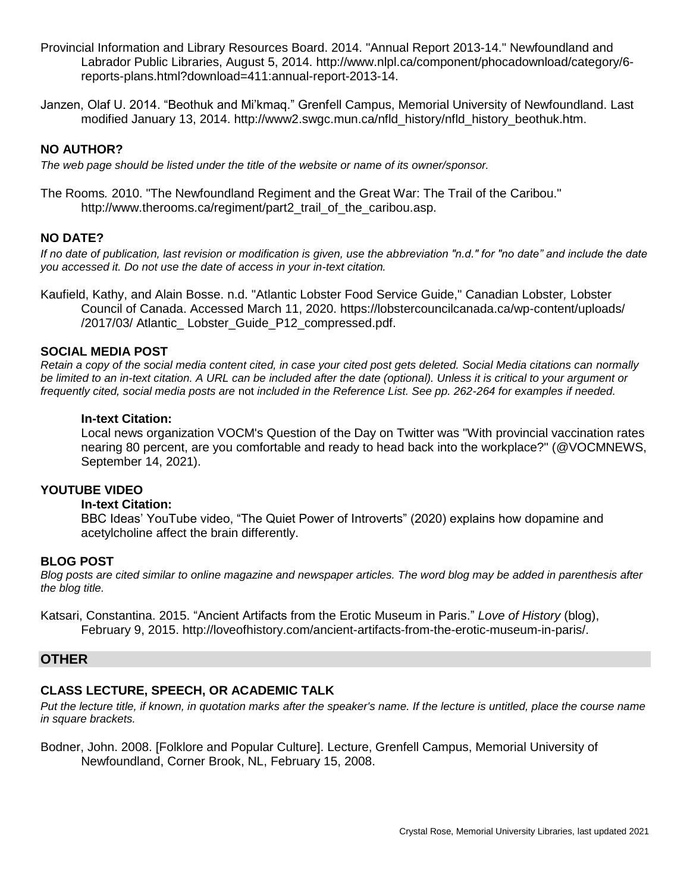Provincial Information and Library Resources Board. 2014. "Annual Report 2013-14." Newfoundland and Labrador Public Libraries, August 5, 2014. http://www.nlpl.ca/component/phocadownload/category/6-reports-plans.html?download=411:annual-report-2013-14.

Janzen, Olaf U. 2014. "Beothuk and Mi'kmaq." Grenfell Campus, Memorial University of Newfoundland. Last modified January 13, 2014. http://www2.swgc.mun.ca/nfld_history/nfld_history_beothuk.htm.

**NO AUTHOR?**

*The web page should be listed under the title of the website or name of its owner/sponsor.*

The Rooms. 2010. "The Newfoundland Regiment and the Great War: The Trail of the Caribou." http://www.therooms.ca/regiment/part2_trail_of_the_caribou.asp.

**NO DATE?**

*If no date of publication, last revision or modification is given, use the abbreviation "n.d." for "no date" and include the date you accessed it. Do not use the date of access in your in-text citation.*

Kaufield, Kathy, and Alain Bosse. n.d. "Atlantic Lobster Food Service Guide," Canadian Lobster, Lobster Council of Canada. Accessed March 11, 2020. https://lobstercouncilcanada.ca/wp-content/uploads/ /2017/03/ Atlantic_ Lobster_Guide_P12_compressed.pdf.

**SOCIAL MEDIA POST**

*Retain a copy of the social media content cited, in case your cited post gets deleted. Social Media citations can normally be limited to an in-text citation. A URL can be included after the date (optional). Unless it is critical to your argument or frequently cited, social media posts are* not *included in the Reference List. See pp. 262-264 for examples if needed.*

**In-text Citation:**

Local news organization VOCM's Question of the Day on Twitter was "With provincial vaccination rates nearing 80 percent, are you comfortable and ready to head back into the workplace?" (@VOCMNEWS, September 14, 2021).

**YOUTUBE VIDEO**

**In-text Citation:**

BBC Ideas' YouTube video, "The Quiet Power of Introverts" (2020) explains how dopamine and acetylcholine affect the brain differently.

**BLOG POST**

*Blog posts are cited similar to online magazine and newspaper articles. The word blog may be added in parenthesis after the blog title.*

Katsari, Constantina. 2015. "Ancient Artifacts from the Erotic Museum in Paris." *Love of History* (blog), February 9, 2015. http://loveofhistory.com/ancient-artifacts-from-the-erotic-museum-in-paris/.

## OTHER

**CLASS LECTURE, SPEECH, OR ACADEMIC TALK**

*Put the lecture title, if known, in quotation marks after the speaker's name. If the lecture is untitled, place the course name in square brackets.*

Bodner, John. 2008. [Folklore and Popular Culture]. Lecture, Grenfell Campus, Memorial University of Newfoundland, Corner Brook, NL, February 15, 2008.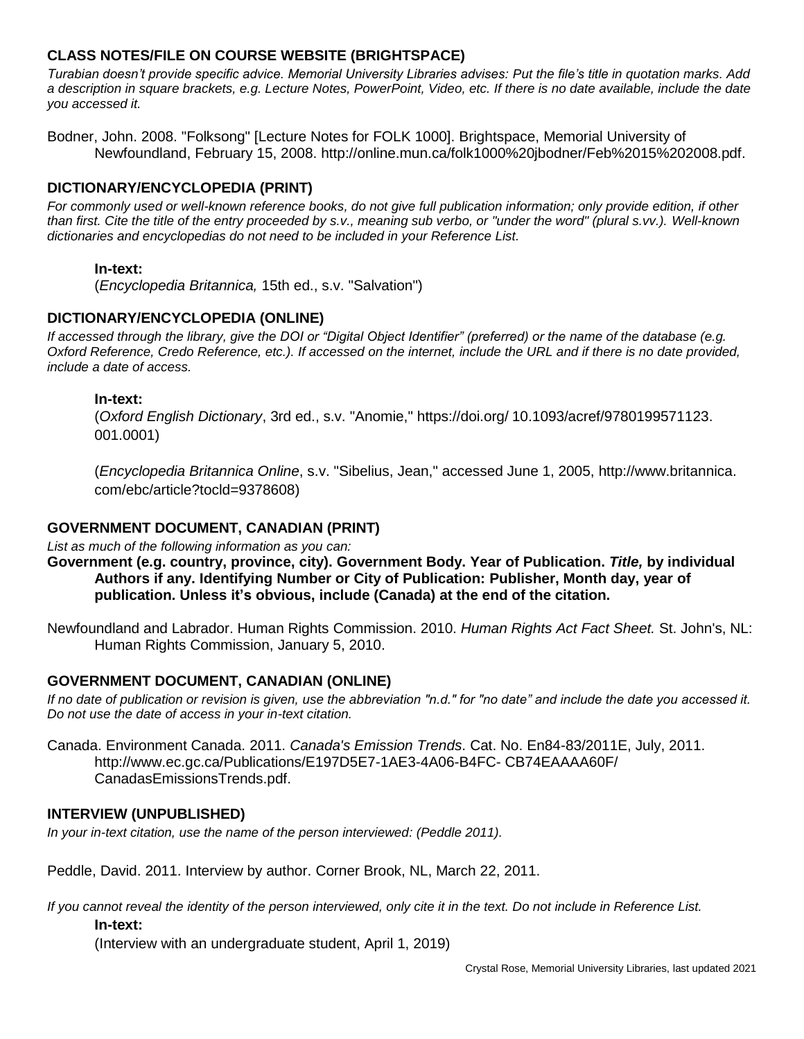## CLASS NOTES/FILE ON COURSE WEBSITE (BRIGHTSPACE)

*Turabian doesn't provide specific advice. Memorial University Libraries advises: Put the file's title in quotation marks. Add a description in square brackets, e.g. Lecture Notes, PowerPoint, Video, etc. If there is no date available, include the date you accessed it.*

Bodner, John. 2008. "Folksong" [Lecture Notes for FOLK 1000]. Brightspace, Memorial University of Newfoundland, February 15, 2008. http://online.mun.ca/folk1000%20jbodner/Feb%2015%202008.pdf.

## DICTIONARY/ENCYCLOPEDIA (PRINT)

*For commonly used or well-known reference books, do not give full publication information; only provide edition, if other than first. Cite the title of the entry proceeded by s.v., meaning sub verbo, or "under the word" (plural s.vv.). Well-known dictionaries and encyclopedias do not need to be included in your Reference List.*

**In-text:**

(*Encyclopedia Britannica,* 15th ed., s.v. "Salvation")

## DICTIONARY/ENCYCLOPEDIA (ONLINE)

*If accessed through the library, give the DOI or "Digital Object Identifier" (preferred) or the name of the database (e.g. Oxford Reference, Credo Reference, etc.). If accessed on the internet, include the URL and if there is no date provided, include a date of access.*

**In-text:**

(*Oxford English Dictionary*, 3rd ed., s.v. "Anomie," https://doi.org/ 10.1093/acref/9780199571123.001.0001)

(*Encyclopedia Britannica Online*, s.v. "Sibelius, Jean," accessed June 1, 2005, http://www.britannica.com/ebc/article?tocld=9378608)

## GOVERNMENT DOCUMENT, CANADIAN (PRINT)

*List as much of the following information as you can:*

**Government (e.g. country, province, city). Government Body. Year of Publication. *Title,* by individual Authors if any. Identifying Number or City of Publication: Publisher, Month day, year of publication. Unless it's obvious, include (Canada) at the end of the citation.**

Newfoundland and Labrador. Human Rights Commission. 2010. *Human Rights Act Fact Sheet.* St. John's, NL: Human Rights Commission, January 5, 2010.

## GOVERNMENT DOCUMENT, CANADIAN (ONLINE)

*If no date of publication or revision is given, use the abbreviation "n.d." for "no date" and include the date you accessed it. Do not use the date of access in your in-text citation.*

Canada. Environment Canada. 2011. *Canada's Emission Trends*. Cat. No. En84-83/2011E, July, 2011. http://www.ec.gc.ca/Publications/E197D5E7-1AE3-4A06-B4FC- CB74EAAAA60F/ CanadasEmissionsTrends.pdf.

## INTERVIEW (UNPUBLISHED)

*In your in-text citation, use the name of the person interviewed: (Peddle 2011).*

Peddle, David. 2011. Interview by author. Corner Brook, NL, March 22, 2011.

*If you cannot reveal the identity of the person interviewed, only cite it in the text. Do not include in Reference List.*

**In-text:**

(Interview with an undergraduate student, April 1, 2019)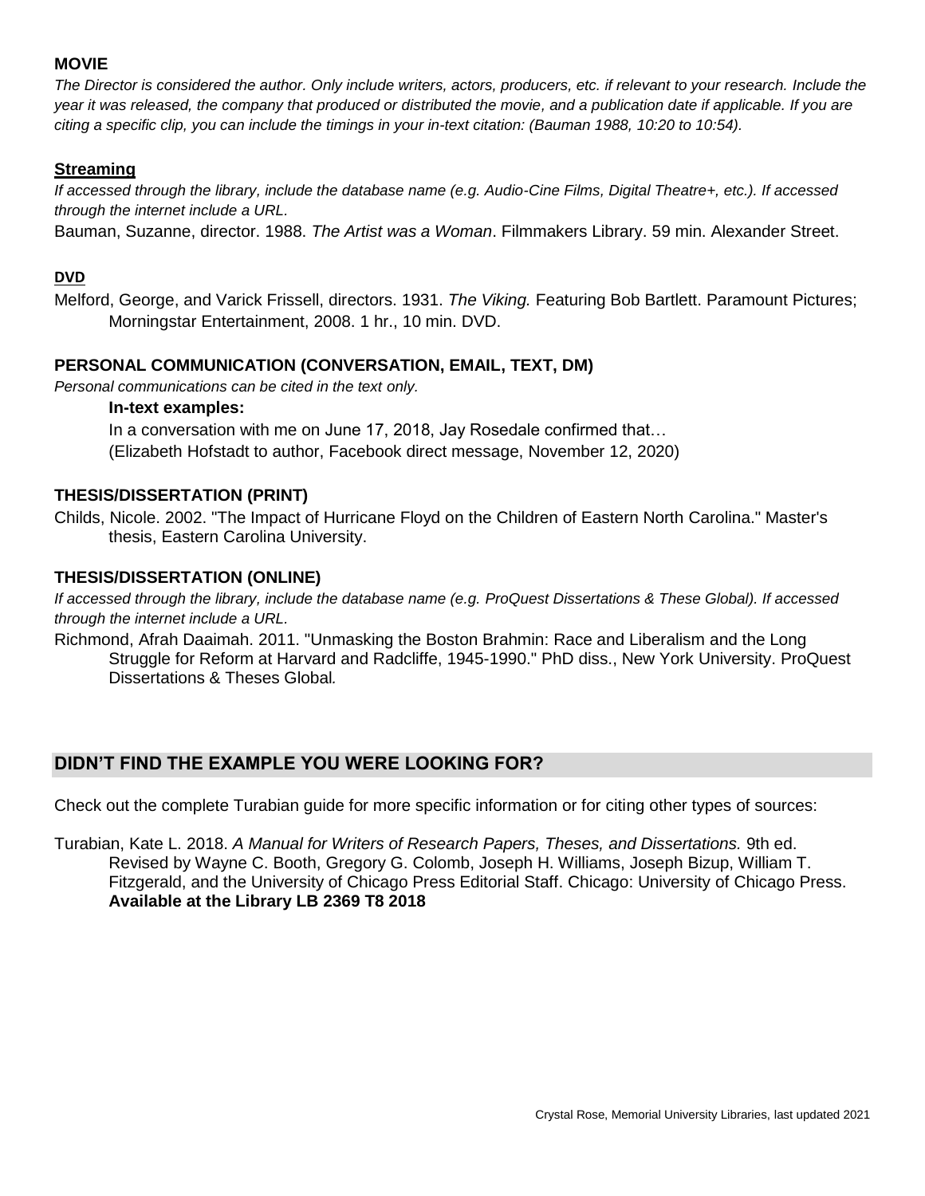## MOVIE

*The Director is considered the author. Only include writers, actors, producers, etc. if relevant to your research. Include the year it was released, the company that produced or distributed the movie, and a publication date if applicable. If you are citing a specific clip, you can include the timings in your in-text citation: (Bauman 1988, 10:20 to 10:54).*

### Streaming

*If accessed through the library, include the database name (e.g. Audio-Cine Films, Digital Theatre+, etc.). If accessed through the internet include a URL.*

Bauman, Suzanne, director. 1988. *The Artist was a Woman*. Filmmakers Library. 59 min. Alexander Street.

### DVD

Melford, George, and Varick Frissell, directors. 1931. *The Viking.* Featuring Bob Bartlett. Paramount Pictures; Morningstar Entertainment, 2008. 1 hr., 10 min. DVD.

## PERSONAL COMMUNICATION (CONVERSATION, EMAIL, TEXT, DM)

*Personal communications can be cited in the text only.*

**In-text examples:**

In a conversation with me on June 17, 2018, Jay Rosedale confirmed that…

(Elizabeth Hofstadt to author, Facebook direct message, November 12, 2020)

## THESIS/DISSERTATION (PRINT)

Childs, Nicole. 2002. "The Impact of Hurricane Floyd on the Children of Eastern North Carolina." Master's thesis, Eastern Carolina University.

## THESIS/DISSERTATION (ONLINE)

*If accessed through the library, include the database name (e.g. ProQuest Dissertations & These Global). If accessed through the internet include a URL.*

Richmond, Afrah Daaimah. 2011. "Unmasking the Boston Brahmin: Race and Liberalism and the Long Struggle for Reform at Harvard and Radcliffe, 1945-1990." PhD diss., New York University. ProQuest Dissertations & Theses Global*.*

## DIDN'T FIND THE EXAMPLE YOU WERE LOOKING FOR?

Check out the complete Turabian guide for more specific information or for citing other types of sources:

Turabian, Kate L. 2018. *A Manual for Writers of Research Papers, Theses, and Dissertations.* 9th ed. Revised by Wayne C. Booth, Gregory G. Colomb, Joseph H. Williams, Joseph Bizup, William T. Fitzgerald, and the University of Chicago Press Editorial Staff. Chicago: University of Chicago Press. **Available at the Library LB 2369 T8 2018**

Crystal Rose, Memorial University Libraries, last updated 2021